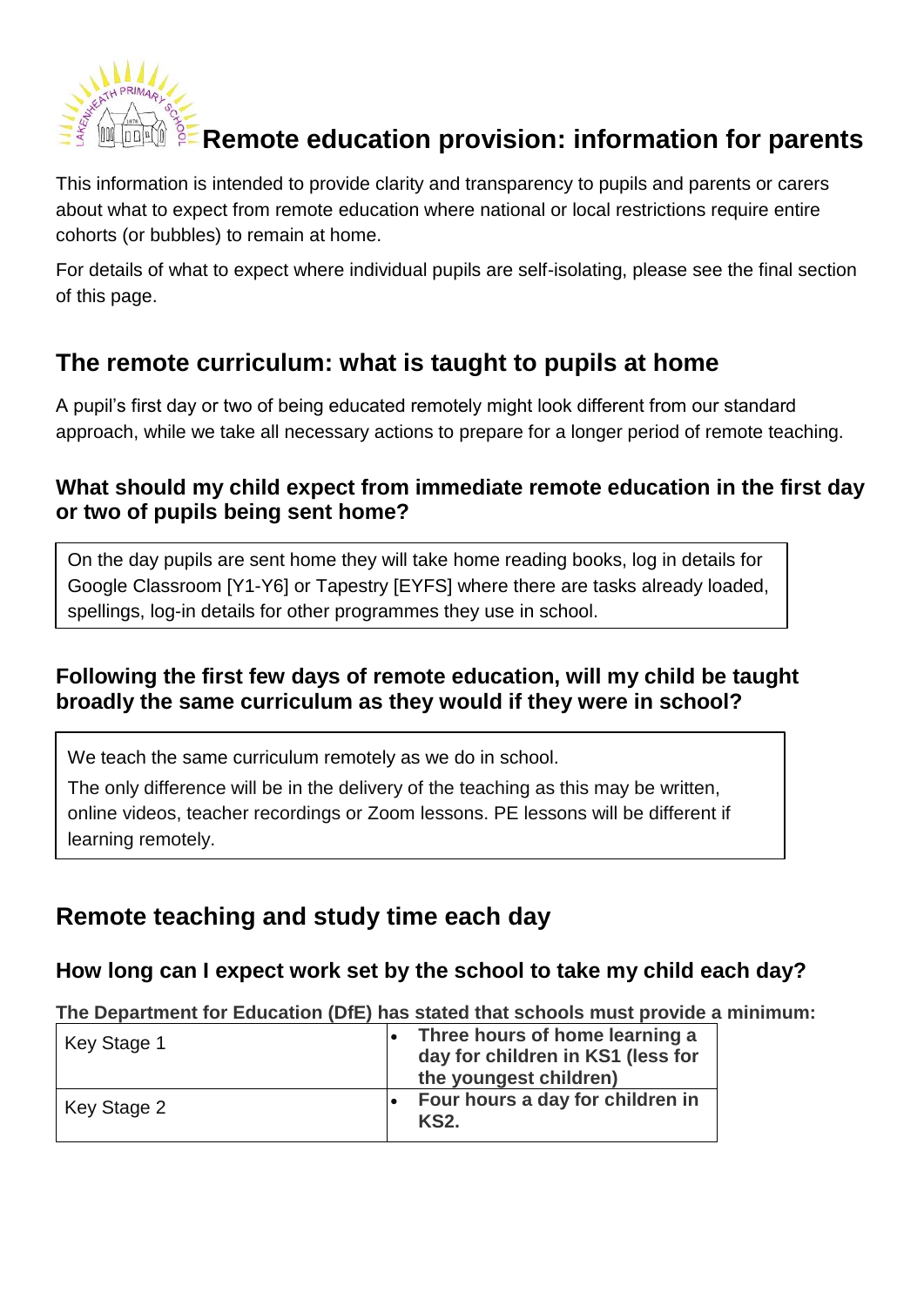# Remote education provision: information for parents

This information is intended to provide clarity and transparency to pupils and parents or carers about what to expect from remote education where national or local restrictions require entire cohorts (or bubbles) to remain at home.

For details of what to expect where individual pupils are self-isolating, please see the final section of this page.

## The remote curriculum: what is taught to pupils at home

A pupil's first day or two of being educated remotely might look different from our standard approach, while we take all necessary actions to prepare for a longer period of remote teaching.

### What should my child expect from immediate remote education in the first day or two of pupils being sent home?

On the day pupils are sent home they will take home reading books, log in details for Google Classroom [Y1-Y6] or Tapestry [EYFS] where there are tasks already loaded, spellings, log-in details for other programmes they use in school.

### Following the first few days of remote education, will my child be taught broadly the same curriculum as they would if they were in school?

We teach the same curriculum remotely as we do in school.

The only difference will be in the delivery of the teaching as this may be written, online videos, teacher recordings or Zoom lessons. PE lessons will be different if learning remotely.

## Remote teaching and study time each day

### How long can I expect work set by the school to take my child each day?

**The Department for Education (DfE) has stated that schools must provide a minimum:**

| Key Stage 1 | • **Three hours of home learning a day for children in KS1 (less for the youngest children)** |
| --- | --- |
| Key Stage 2 | • **Four hours a day for children in KS2.** |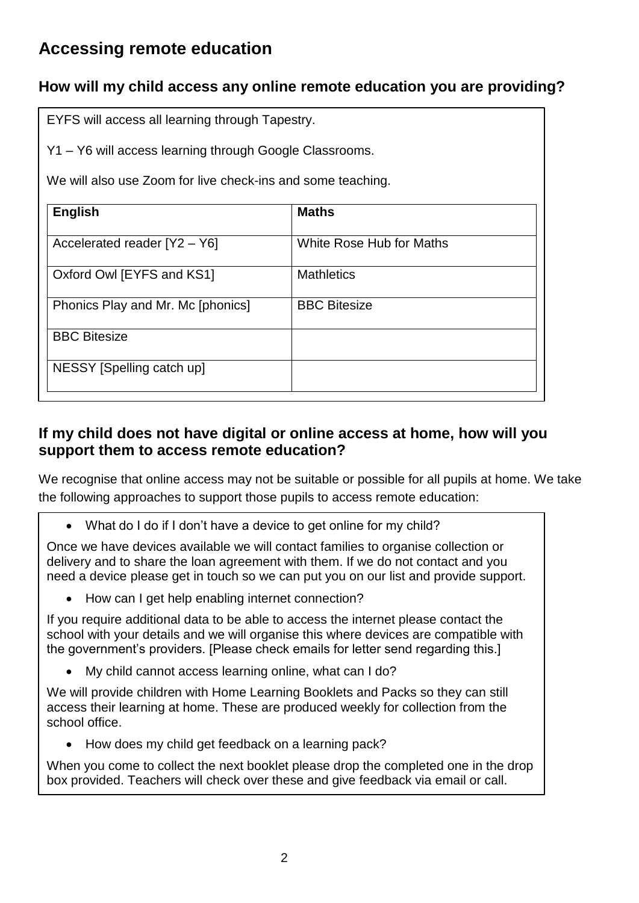## Accessing remote education

### How will my child access any online remote education you are providing?

EYFS will access all learning through Tapestry.

Y1 – Y6 will access learning through Google Classrooms.

We will also use Zoom for live check-ins and some teaching.

| English | Maths |
|---|---|
| Accelerated reader [Y2 – Y6] | White Rose Hub for Maths |
| Oxford Owl [EYFS and KS1] | Mathletics |
| Phonics Play and Mr. Mc [phonics] | BBC Bitesize |
| BBC Bitesize | |
| NESSY [Spelling catch up] | |

### If my child does not have digital or online access at home, how will you support them to access remote education?

We recognise that online access may not be suitable or possible for all pupils at home. We take the following approaches to support those pupils to access remote education:

- What do I do if I don't have a device to get online for my child?

Once we have devices available we will contact families to organise collection or delivery and to share the loan agreement with them. If we do not contact and you need a device please get in touch so we can put you on our list and provide support.

- How can I get help enabling internet connection?

If you require additional data to be able to access the internet please contact the school with your details and we will organise this where devices are compatible with the government's providers. [Please check emails for letter send regarding this.]

- My child cannot access learning online, what can I do?

We will provide children with Home Learning Booklets and Packs so they can still access their learning at home. These are produced weekly for collection from the school office.

- How does my child get feedback on a learning pack?

When you come to collect the next booklet please drop the completed one in the drop box provided. Teachers will check over these and give feedback via email or call.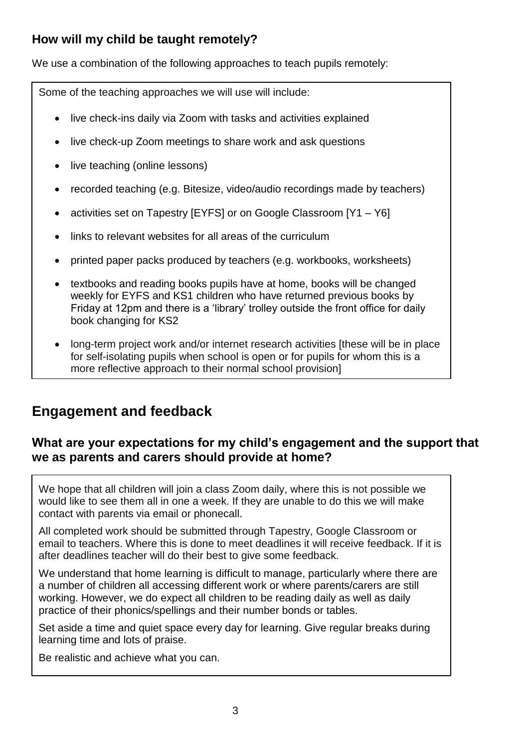### How will my child be taught remotely?

We use a combination of the following approaches to teach pupils remotely:

Some of the teaching approaches we will use will include:

- live check-ins daily via Zoom with tasks and activities explained
- live check-up Zoom meetings to share work and ask questions
- live teaching (online lessons)
- recorded teaching (e.g. Bitesize, video/audio recordings made by teachers)
- activities set on Tapestry [EYFS] or on Google Classroom [Y1 – Y6]
- links to relevant websites for all areas of the curriculum
- printed paper packs produced by teachers (e.g. workbooks, worksheets)
- textbooks and reading books pupils have at home, books will be changed weekly for EYFS and KS1 children who have returned previous books by Friday at 12pm and there is a 'library' trolley outside the front office for daily book changing for KS2
- long-term project work and/or internet research activities [these will be in place for self-isolating pupils when school is open or for pupils for whom this is a more reflective approach to their normal school provision]

## Engagement and feedback

### What are your expectations for my child's engagement and the support that we as parents and carers should provide at home?

We hope that all children will join a class Zoom daily, where this is not possible we would like to see them all in one a week. If they are unable to do this we will make contact with parents via email or phonecall.

All completed work should be submitted through Tapestry, Google Classroom or email to teachers. Where this is done to meet deadlines it will receive feedback. If it is after deadlines teacher will do their best to give some feedback.

We understand that home learning is difficult to manage, particularly where there are a number of children all accessing different work or where parents/carers are still working. However, we do expect all children to be reading daily as well as daily practice of their phonics/spellings and their number bonds or tables.

Set aside a time and quiet space every day for learning. Give regular breaks during learning time and lots of praise.

Be realistic and achieve what you can.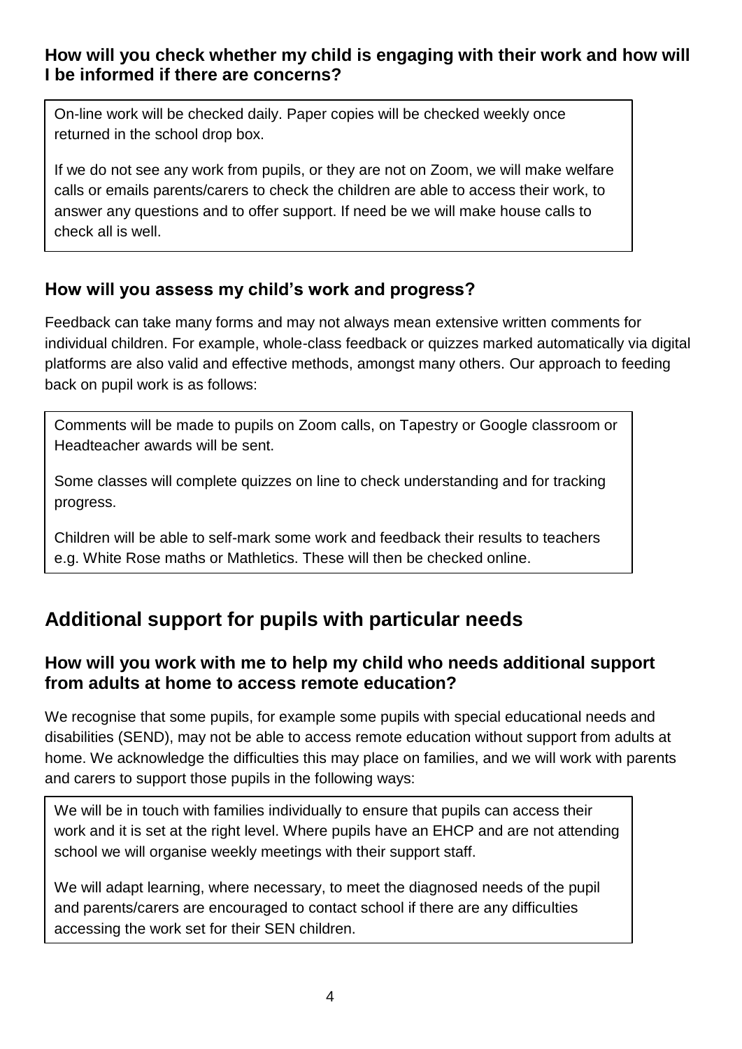### How will you check whether my child is engaging with their work and how will I be informed if there are concerns?

On-line work will be checked daily. Paper copies will be checked weekly once returned in the school drop box.

If we do not see any work from pupils, or they are not on Zoom, we will make welfare calls or emails parents/carers to check the children are able to access their work, to answer any questions and to offer support. If need be we will make house calls to check all is well.

### How will you assess my child's work and progress?

Feedback can take many forms and may not always mean extensive written comments for individual children. For example, whole-class feedback or quizzes marked automatically via digital platforms are also valid and effective methods, amongst many others. Our approach to feeding back on pupil work is as follows:

Comments will be made to pupils on Zoom calls, on Tapestry or Google classroom or Headteacher awards will be sent.

Some classes will complete quizzes on line to check understanding and for tracking progress.

Children will be able to self-mark some work and feedback their results to teachers e.g. White Rose maths or Mathletics. These will then be checked online.

## Additional support for pupils with particular needs

### How will you work with me to help my child who needs additional support from adults at home to access remote education?

We recognise that some pupils, for example some pupils with special educational needs and disabilities (SEND), may not be able to access remote education without support from adults at home. We acknowledge the difficulties this may place on families, and we will work with parents and carers to support those pupils in the following ways:

We will be in touch with families individually to ensure that pupils can access their work and it is set at the right level. Where pupils have an EHCP and are not attending school we will organise weekly meetings with their support staff.

We will adapt learning, where necessary, to meet the diagnosed needs of the pupil and parents/carers are encouraged to contact school if there are any difficulties accessing the work set for their SEN children.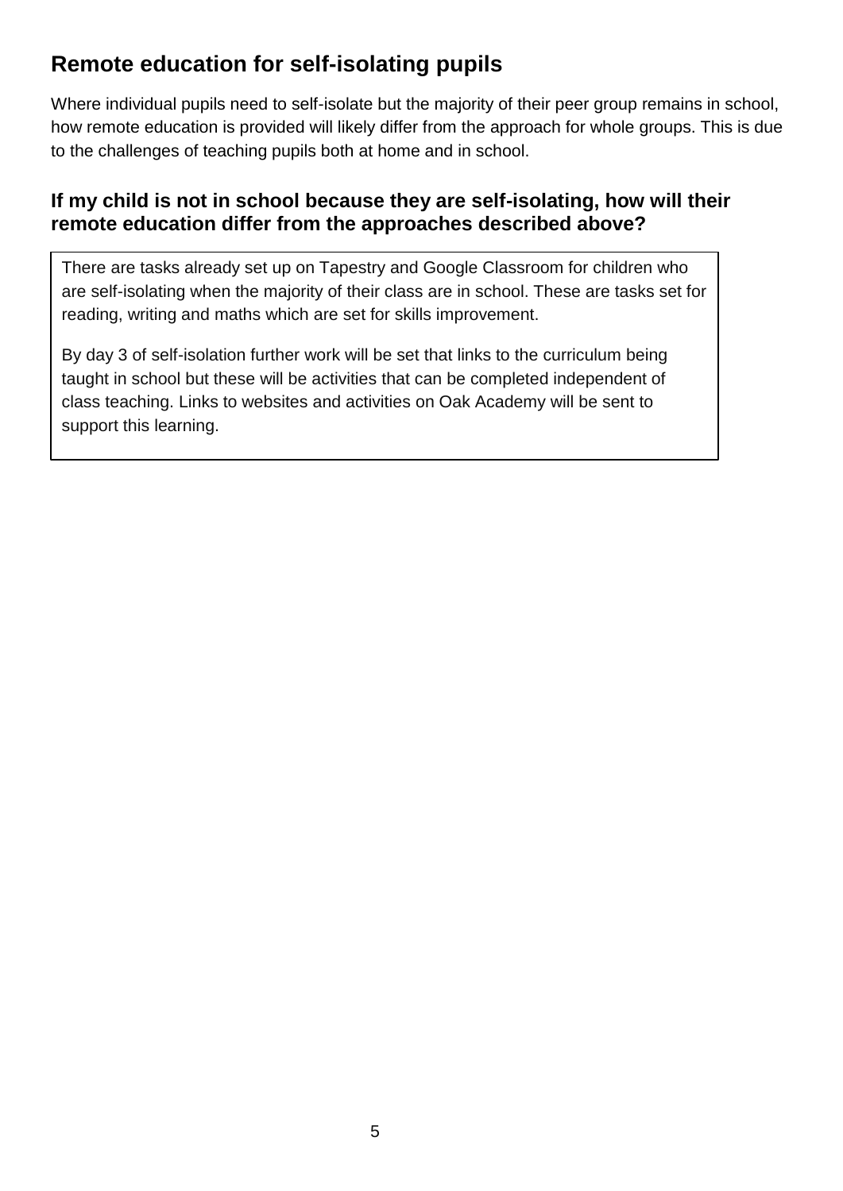## Remote education for self-isolating pupils

Where individual pupils need to self-isolate but the majority of their peer group remains in school, how remote education is provided will likely differ from the approach for whole groups. This is due to the challenges of teaching pupils both at home and in school.

### If my child is not in school because they are self-isolating, how will their remote education differ from the approaches described above?

There are tasks already set up on Tapestry and Google Classroom for children who are self-isolating when the majority of their class are in school. These are tasks set for reading, writing and maths which are set for skills improvement.

By day 3 of self-isolation further work will be set that links to the curriculum being taught in school but these will be activities that can be completed independent of class teaching. Links to websites and activities on Oak Academy will be sent to support this learning.